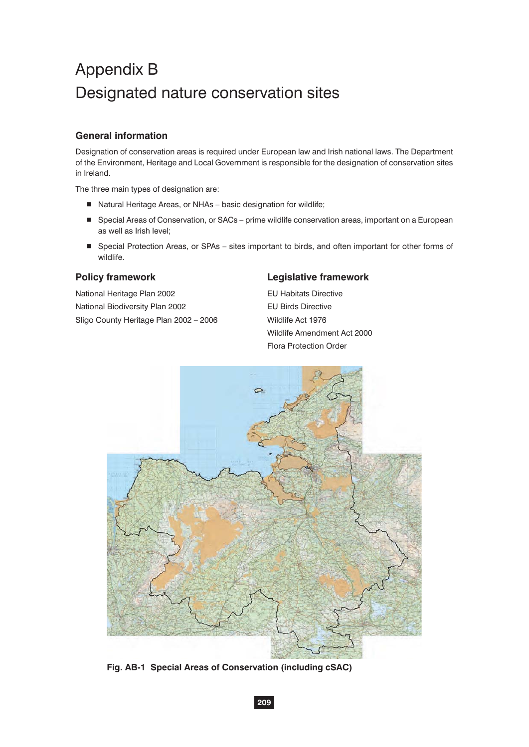# Appendix B
# Designated nature conservation sites

## General information

Designation of conservation areas is required under European law and Irish national laws. The Department of the Environment, Heritage and Local Government is responsible for the designation of conservation sites in Ireland.

The three main types of designation are:

- Natural Heritage Areas, or NHAs – basic designation for wildlife;
- Special Areas of Conservation, or SACs – prime wildlife conservation areas, important on a European as well as Irish level;
- Special Protection Areas, or SPAs – sites important to birds, and often important for other forms of wildlife.

## Policy framework

National Heritage Plan 2002
National Biodiversity Plan 2002
Sligo County Heritage Plan 2002 – 2006

## Legislative framework

EU Habitats Directive
EU Birds Directive
Wildlife Act 1976
Wildlife Amendment Act 2000
Flora Protection Order

**Fig. AB-1 Special Areas of Conservation (including cSAC)**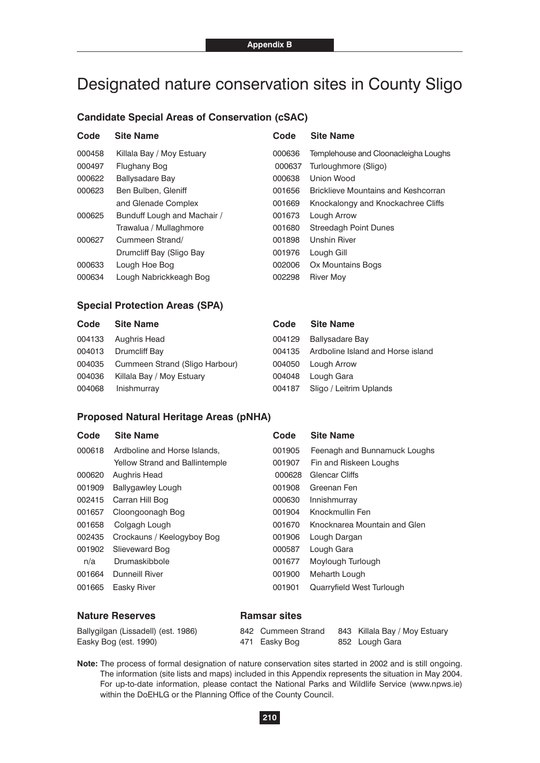Appendix B

# Designated nature conservation sites in County Sligo

### Candidate Special Areas of Conservation (cSAC)

| Code | Site Name | Code | Site Name |
|---|---|---|---|
| 000458 | Killala Bay / Moy Estuary | 000636 | Templehouse and Cloonacleigha Loughs |
| 000497 | Flughany Bog | 000637 | Turloughmore (Sligo) |
| 000622 | Ballysadare Bay | 000638 | Union Wood |
| 000623 | Ben Bulben, Gleniff and Glenade Complex | 001656 | Bricklieve Mountains and Keshcorran |
| 000625 | Bunduff Lough and Machair / Trawalua / Mullaghmore | 001669 | Knockalongy and Knockachree Cliffs |
| 000627 | Cummeen Strand/ Drumcliff Bay (Sligo Bay | 001673 | Lough Arrow |
| 000633 | Lough Hoe Bog | 001680 | Streedagh Point Dunes |
| 000634 | Lough Nabrickkeagh Bog | 001898 | Unshin River |
| | | 001976 | Lough Gill |
| | | 002006 | Ox Mountains Bogs |
| | | 002298 | River Moy |

### Special Protection Areas (SPA)

| Code | Site Name | Code | Site Name |
|---|---|---|---|
| 004133 | Aughris Head | 004129 | Ballysadare Bay |
| 004013 | Drumcliff Bay | 004135 | Ardboline Island and Horse island |
| 004035 | Cummeen Strand (Sligo Harbour) | 004050 | Lough Arrow |
| 004036 | Killala Bay / Moy Estuary | 004048 | Lough Gara |
| 004068 | Inishmurray | 004187 | Sligo / Leitrim Uplands |

### Proposed Natural Heritage Areas (pNHA)

| Code | Site Name | Code | Site Name |
|---|---|---|---|
| 000618 | Ardboline and Horse Islands, Yellow Strand and Ballintemple | 001905 | Feenagh and Bunnamuck Loughs |
| 000620 | Aughris Head | 001907 | Fin and Riskeen Loughs |
| 001909 | Ballygawley Lough | 000628 | Glencar Cliffs |
| 002415 | Carran Hill Bog | 001908 | Greenan Fen |
| 001657 | Cloongoonagh Bog | 000630 | Innishmurray |
| 001658 | Colgagh Lough | 001904 | Knockmullin Fen |
| 002435 | Crockauns / Keelogyboy Bog | 001670 | Knocknarea Mountain and Glen |
| 001902 | Slieveward Bog | 001906 | Lough Dargan |
| n/a | Drumaskibbole | 000587 | Lough Gara |
| 001664 | Dunneill River | 001677 | Moylough Turlough |
| 001665 | Easky River | 001900 | Meharth Lough |
| | | 001901 | Quarryfield West Turlough |

### Nature Reserves

Ballygilgan (Lissadell) (est. 1986)
Easky Bog (est. 1990)

### Ramsar sites

842 Cummeen Strand
471 Easky Bog
843 Killala Bay / Moy Estuary
852 Lough Gara

**Note:** The process of formal designation of nature conservation sites started in 2002 and is still ongoing. The information (site lists and maps) included in this Appendix represents the situation in May 2004. For up-to-date information, please contact the National Parks and Wildlife Service (www.npws.ie) within the DoEHLG or the Planning Office of the County Council.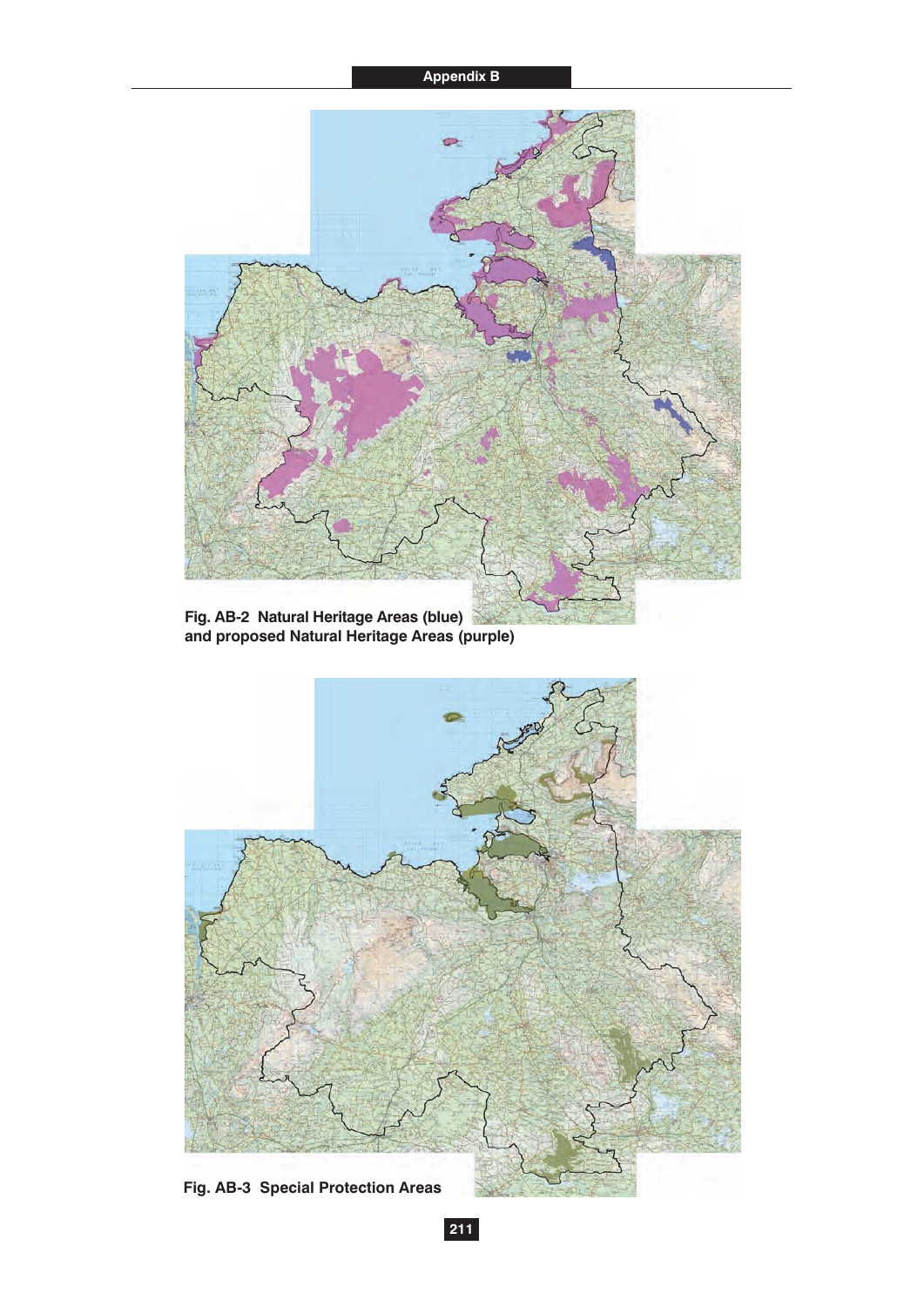Fig. AB-2 Natural Heritage Areas (blue) and proposed Natural Heritage Areas (purple)

Fig. AB-3 Special Protection Areas